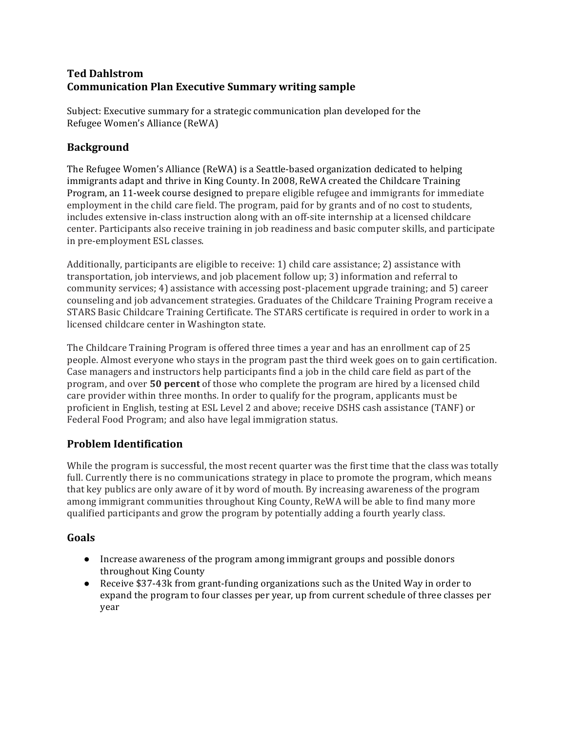**Ted Dahlstrom**
**Communication Plan Executive Summary writing sample**

Subject: Executive summary for a strategic communication plan developed for the Refugee Women's Alliance (ReWA)

## Background

The Refugee Women's Alliance (ReWA) is a Seattle-based organization dedicated to helping immigrants adapt and thrive in King County. In 2008, ReWA created the Childcare Training Program, an 11-week course designed to prepare eligible refugee and immigrants for immediate employment in the child care field. The program, paid for by grants and of no cost to students, includes extensive in-class instruction along with an off-site internship at a licensed childcare center. Participants also receive training in job readiness and basic computer skills, and participate in pre-employment ESL classes.

Additionally, participants are eligible to receive: 1) child care assistance; 2) assistance with transportation, job interviews, and job placement follow up; 3) information and referral to community services; 4) assistance with accessing post-placement upgrade training; and 5) career counseling and job advancement strategies. Graduates of the Childcare Training Program receive a STARS Basic Childcare Training Certificate. The STARS certificate is required in order to work in a licensed childcare center in Washington state.

The Childcare Training Program is offered three times a year and has an enrollment cap of 25 people. Almost everyone who stays in the program past the third week goes on to gain certification. Case managers and instructors help participants find a job in the child care field as part of the program, and over **50 percent** of those who complete the program are hired by a licensed child care provider within three months. In order to qualify for the program, applicants must be proficient in English, testing at ESL Level 2 and above; receive DSHS cash assistance (TANF) or Federal Food Program; and also have legal immigration status.

## Problem Identification

While the program is successful, the most recent quarter was the first time that the class was totally full. Currently there is no communications strategy in place to promote the program, which means that key publics are only aware of it by word of mouth. By increasing awareness of the program among immigrant communities throughout King County, ReWA will be able to find many more qualified participants and grow the program by potentially adding a fourth yearly class.

## Goals

- Increase awareness of the program among immigrant groups and possible donors throughout King County
- Receive $37-43k from grant-funding organizations such as the United Way in order to expand the program to four classes per year, up from current schedule of three classes per year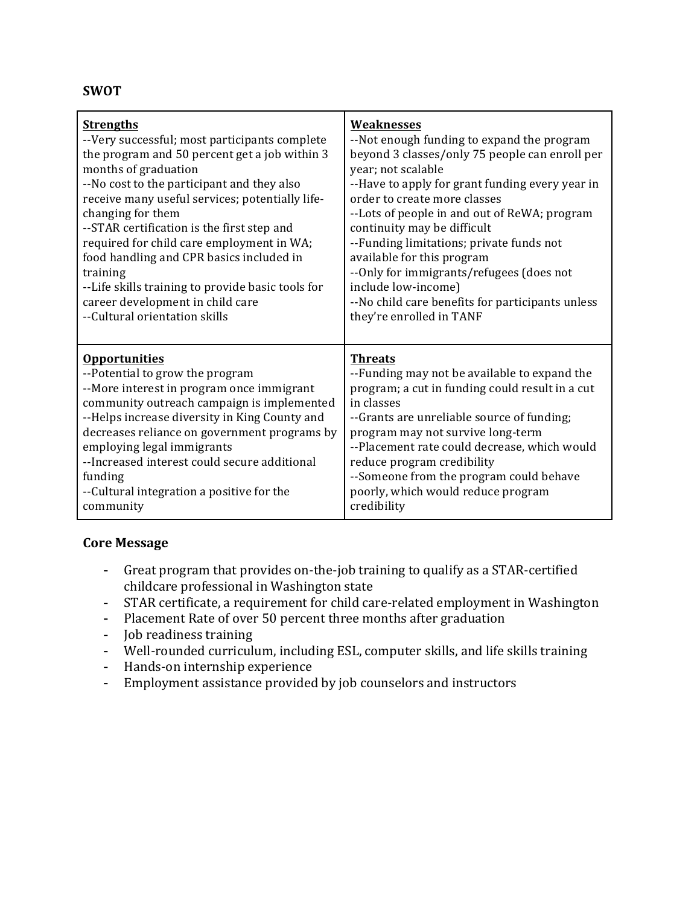## SWOT

| **Strengths** | **Weaknesses** |
|---|---|
| --Very successful; most participants complete the program and 50 percent get a job within 3 months of graduation<br>--No cost to the participant and they also receive many useful services; potentially life-changing for them<br>--STAR certification is the first step and required for child care employment in WA; food handling and CPR basics included in training<br>--Life skills training to provide basic tools for career development in child care<br>--Cultural orientation skills | --Not enough funding to expand the program beyond 3 classes/only 75 people can enroll per year; not scalable<br>--Have to apply for grant funding every year in order to create more classes<br>--Lots of people in and out of ReWA; program continuity may be difficult<br>--Funding limitations; private funds not available for this program<br>--Only for immigrants/refugees (does not include low-income)<br>--No child care benefits for participants unless they're enrolled in TANF |
| **Opportunities** | **Threats** |
| --Potential to grow the program<br>--More interest in program once immigrant community outreach campaign is implemented<br>--Helps increase diversity in King County and decreases reliance on government programs by employing legal immigrants<br>--Increased interest could secure additional funding<br>--Cultural integration a positive for the community | --Funding may not be available to expand the program; a cut in funding could result in a cut in classes<br>--Grants are unreliable source of funding; program may not survive long-term<br>--Placement rate could decrease, which would reduce program credibility<br>--Someone from the program could behave poorly, which would reduce program credibility |

## Core Message

- Great program that provides on-the-job training to qualify as a STAR-certified childcare professional in Washington state
- STAR certificate, a requirement for child care-related employment in Washington
- Placement Rate of over 50 percent three months after graduation
- Job readiness training
- Well-rounded curriculum, including ESL, computer skills, and life skills training
- Hands-on internship experience
- Employment assistance provided by job counselors and instructors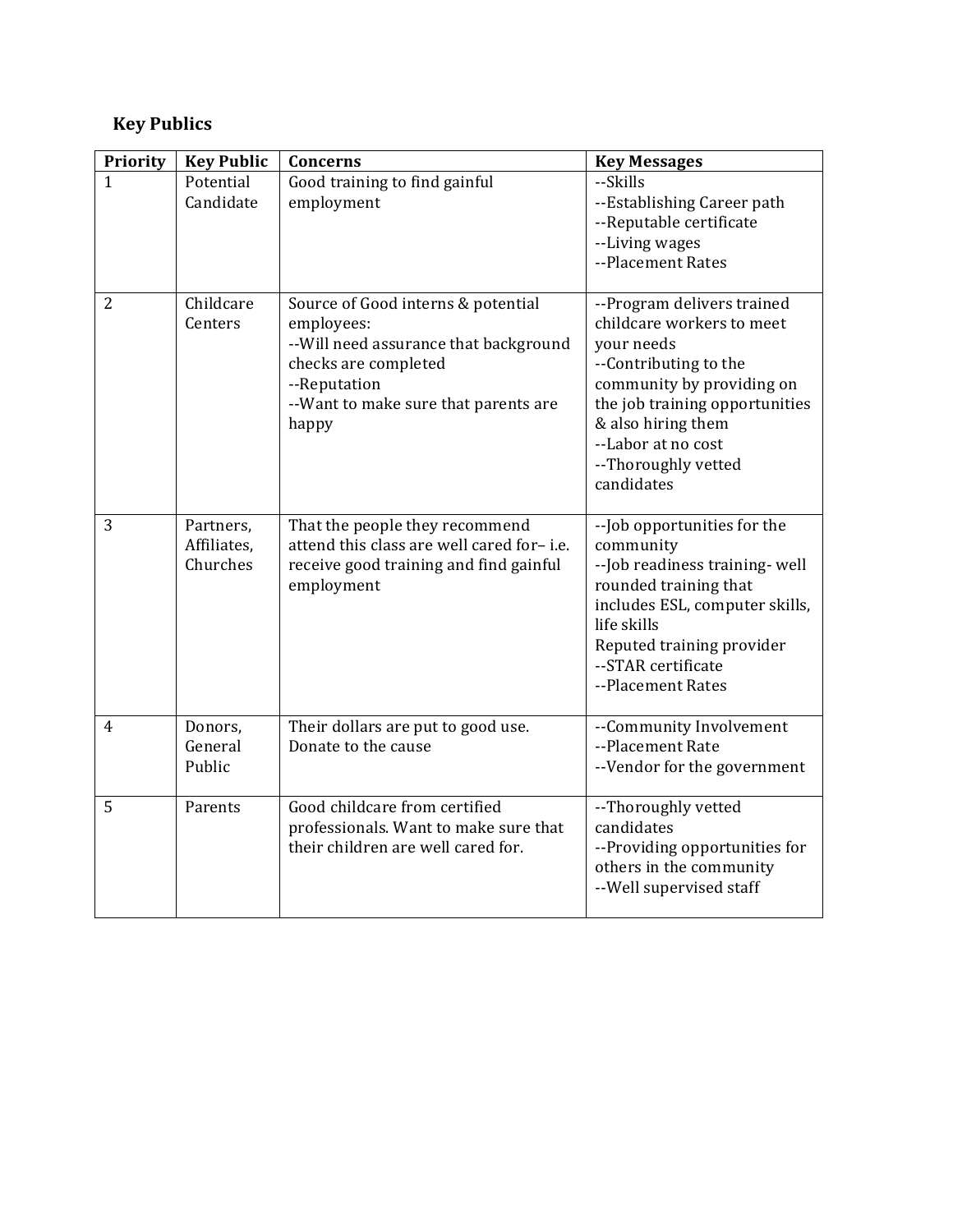## Key Publics

| Priority | Key Public | Concerns | Key Messages |
|---|---|---|---|
| 1 | Potential Candidate | Good training to find gainful employment | --Skills<br>--Establishing Career path<br>--Reputable certificate<br>--Living wages<br>--Placement Rates |
| 2 | Childcare Centers | Source of Good interns & potential employees:<br>--Will need assurance that background checks are completed<br>--Reputation<br>--Want to make sure that parents are happy | --Program delivers trained childcare workers to meet your needs<br>--Contributing to the community by providing on the job training opportunities & also hiring them<br>--Labor at no cost<br>--Thoroughly vetted candidates |
| 3 | Partners, Affiliates, Churches | That the people they recommend attend this class are well cared for– i.e. receive good training and find gainful employment | --Job opportunities for the community<br>--Job readiness training- well rounded training that includes ESL, computer skills, life skills<br>Reputed training provider<br>--STAR certificate<br>--Placement Rates |
| 4 | Donors, General Public | Their dollars are put to good use. Donate to the cause | --Community Involvement<br>--Placement Rate<br>--Vendor for the government |
| 5 | Parents | Good childcare from certified professionals. Want to make sure that their children are well cared for. | --Thoroughly vetted candidates<br>--Providing opportunities for others in the community<br>--Well supervised staff |